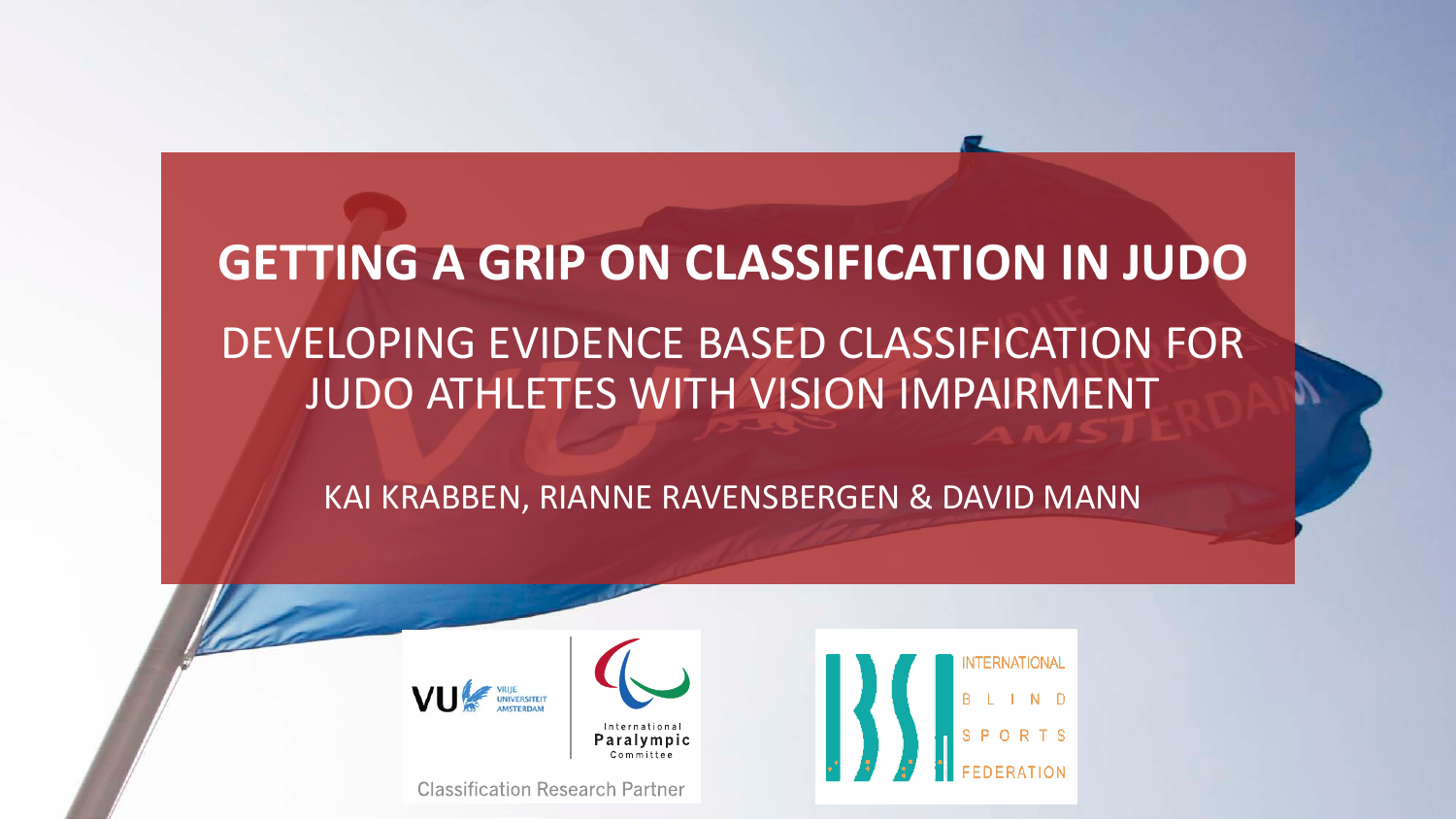# GETTING A GRIP ON CLASSIFICATION IN JUDO

## DEVELOPING EVIDENCE BASED CLASSIFICATION FOR JUDO ATHLETES WITH VISION IMPAIRMENT

KAI KRABBEN, RIANNE RAVENSBERGEN & DAVID MANN

VU Vrije Universiteit Amsterdam | International Paralympic Committee

Classification Research Partner

International Blind Sports Federation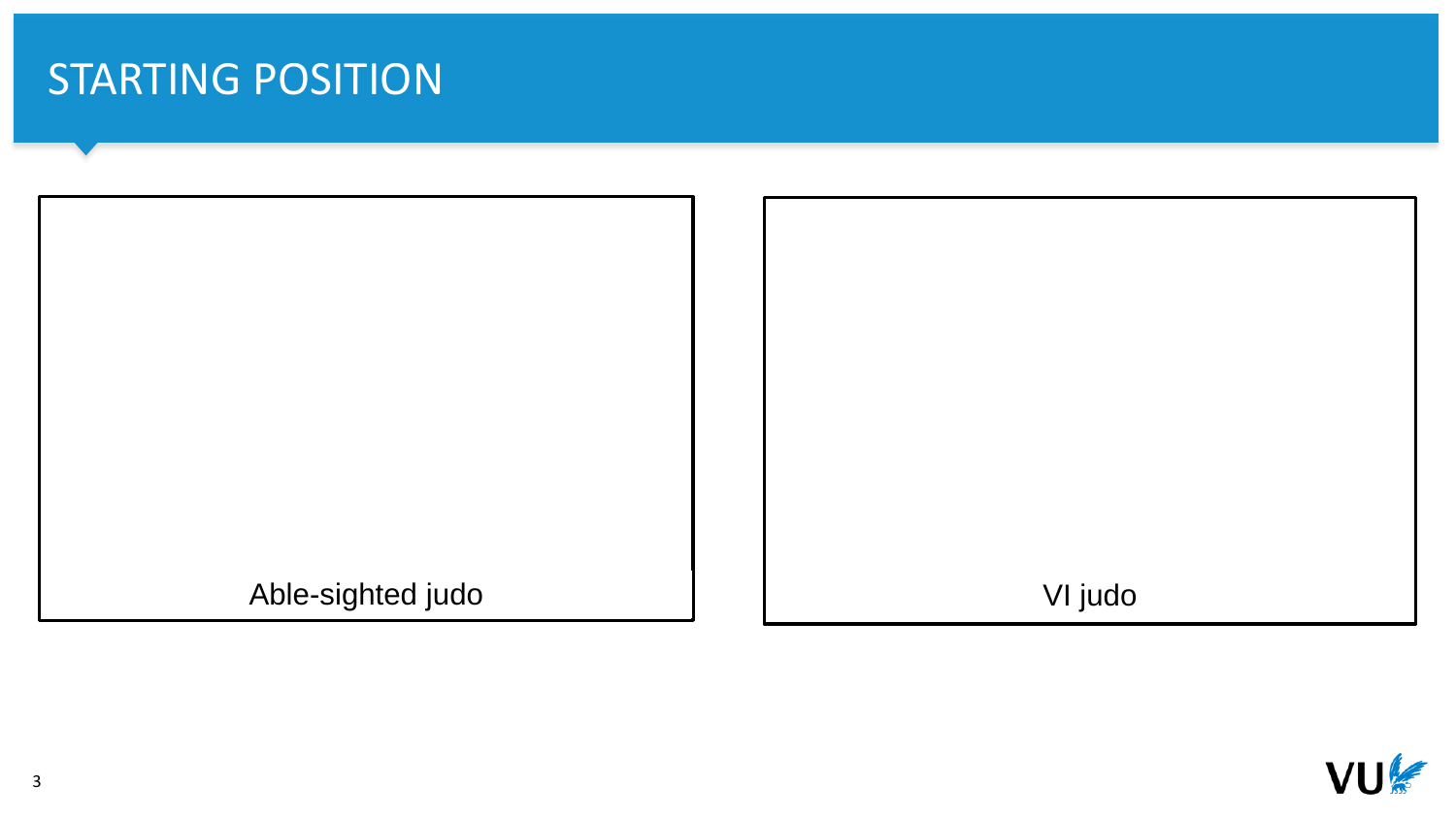# STARTING POSITION

Able-sighted judo

VI judo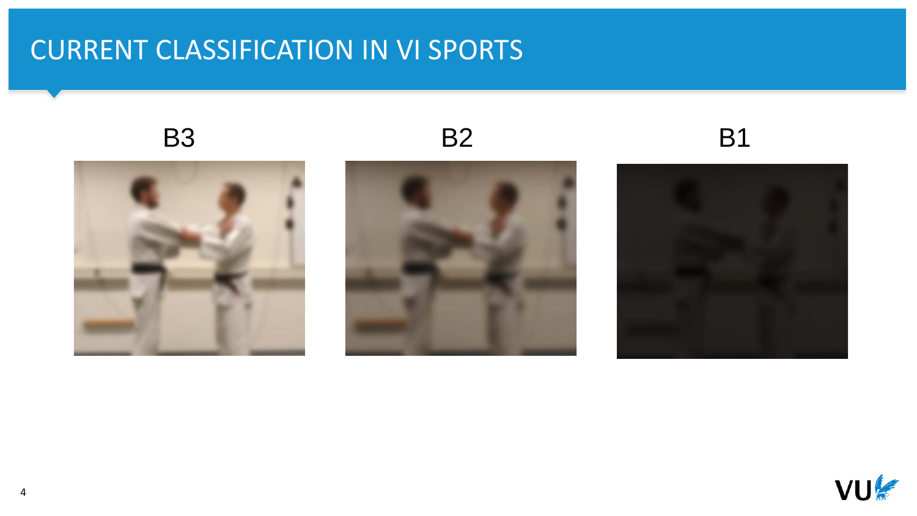# CURRENT CLASSIFICATION IN VI SPORTS

B3

B2

B1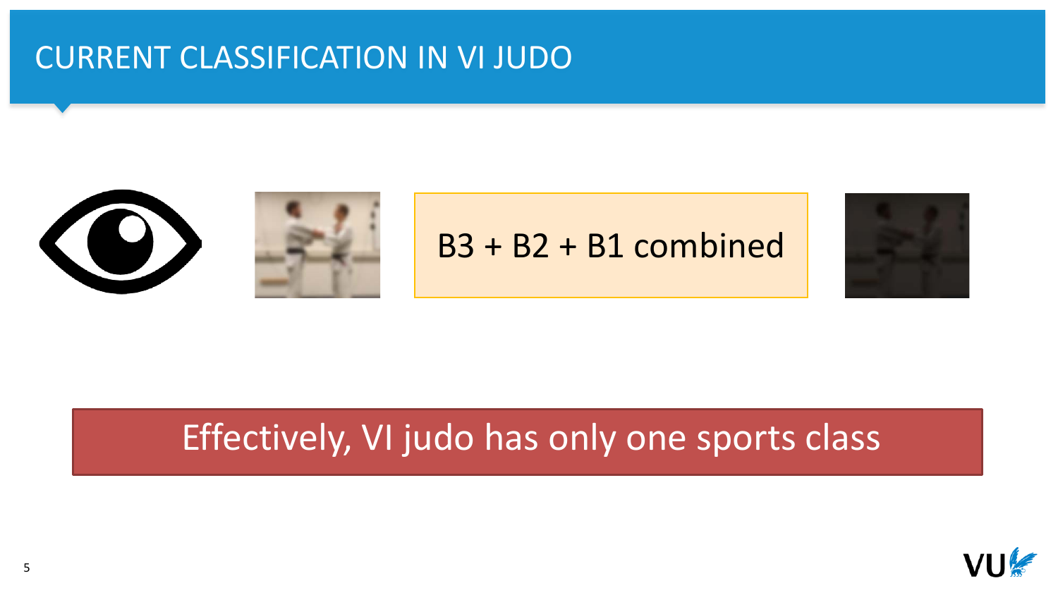# CURRENT CLASSIFICATION IN VI JUDO

B3 + B2 + B1 combined

Effectively, VI judo has only one sports class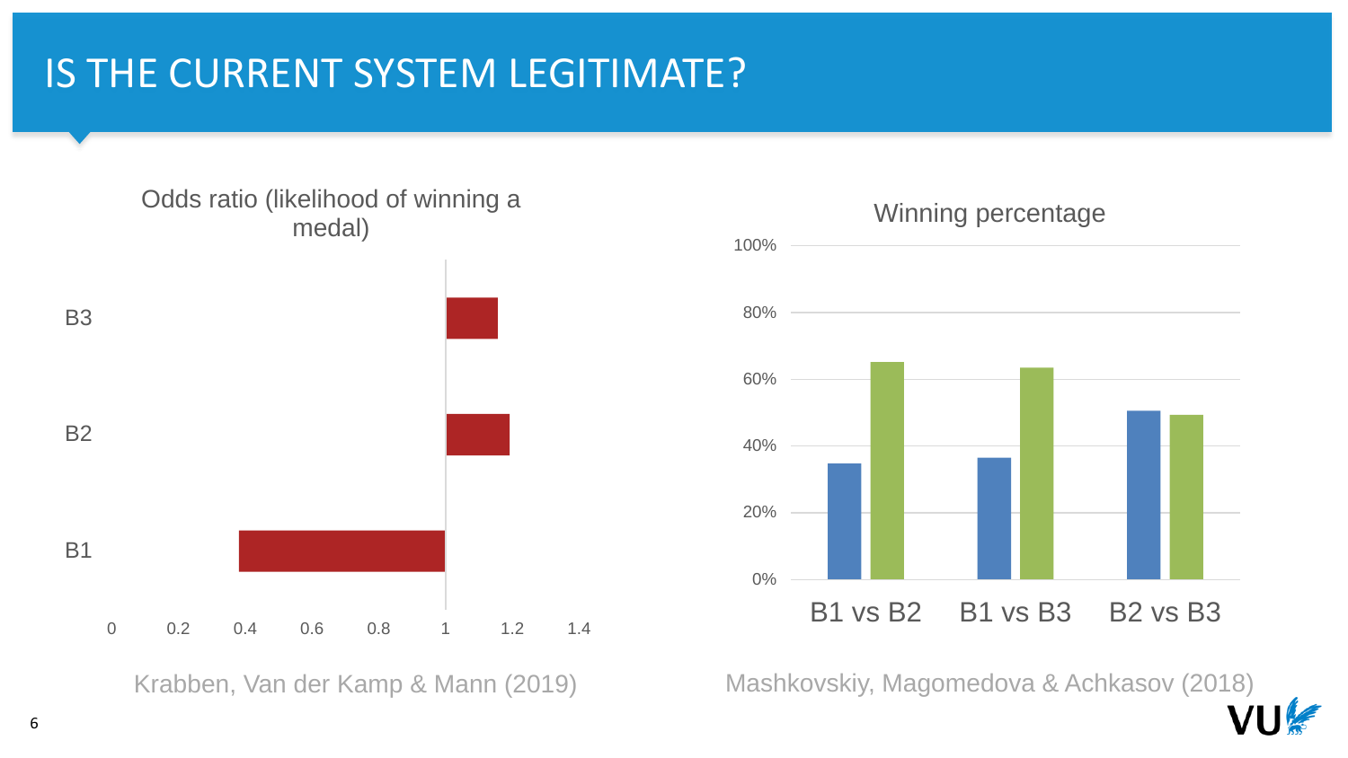# IS THE CURRENT SYSTEM LEGITIMATE?

**Odds ratio (likelihood of winning a medal)**

| | Odds ratio |
|---|---|
| B3 | ~1.16 |
| B2 | ~1.19 |
| B1 | ~0.38 |

Krabben, Van der Kamp & Mann (2019)

**Winning percentage**

| | First | Second |
|---|---|---|
| B1 vs B2 | ~35% | ~65% |
| B1 vs B3 | ~36% | ~63% |
| B2 vs B3 | ~50% | ~49% |

Mashkovskiy, Magomedova & Achkasov (2018)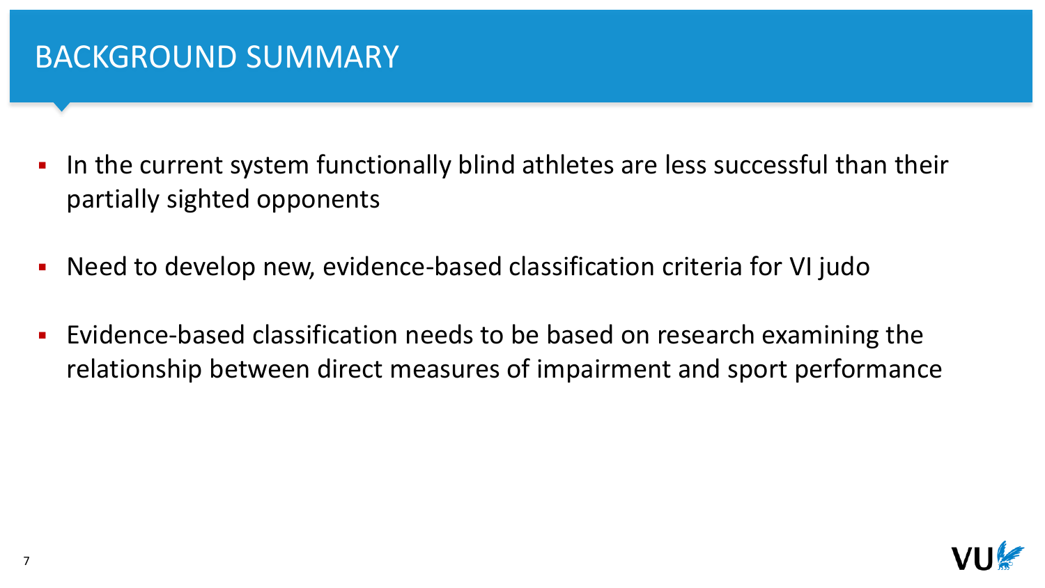# BACKGROUND SUMMARY

- In the current system functionally blind athletes are less successful than their partially sighted opponents
- Need to develop new, evidence-based classification criteria for VI judo
- Evidence-based classification needs to be based on research examining the relationship between direct measures of impairment and sport performance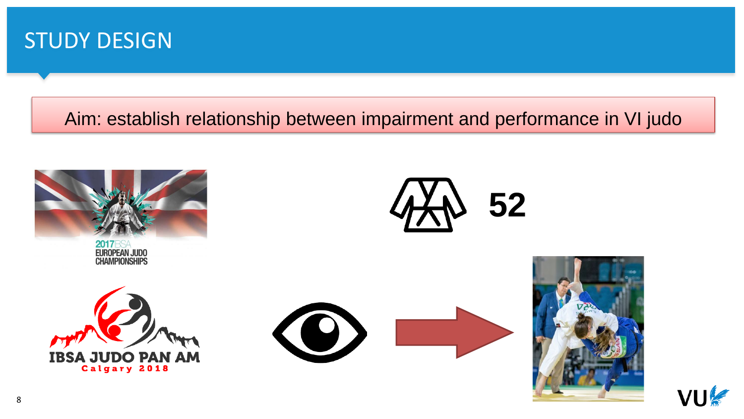# STUDY DESIGN

Aim: establish relationship between impairment and performance in VI judo

2017 IBSA EUROPEAN JUDO CHAMPIONSHIPS

IBSA JUDO PAN AM Calgary 2018

52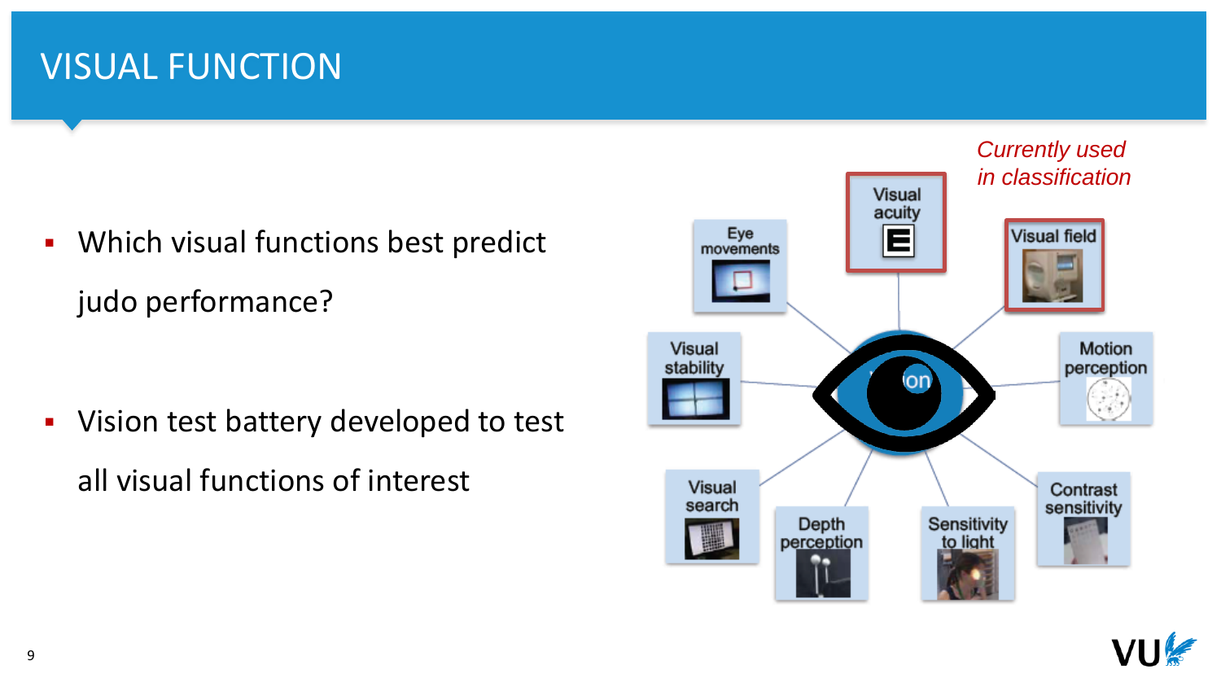# VISUAL FUNCTION

- Which visual functions best predict judo performance?
- Vision test battery developed to test all visual functions of interest

*Currently used in classification*

Visual acuity

Visual field

Eye movements

Visual stability

Motion perception

Visual search

Depth perception

Sensitivity to light

Contrast sensitivity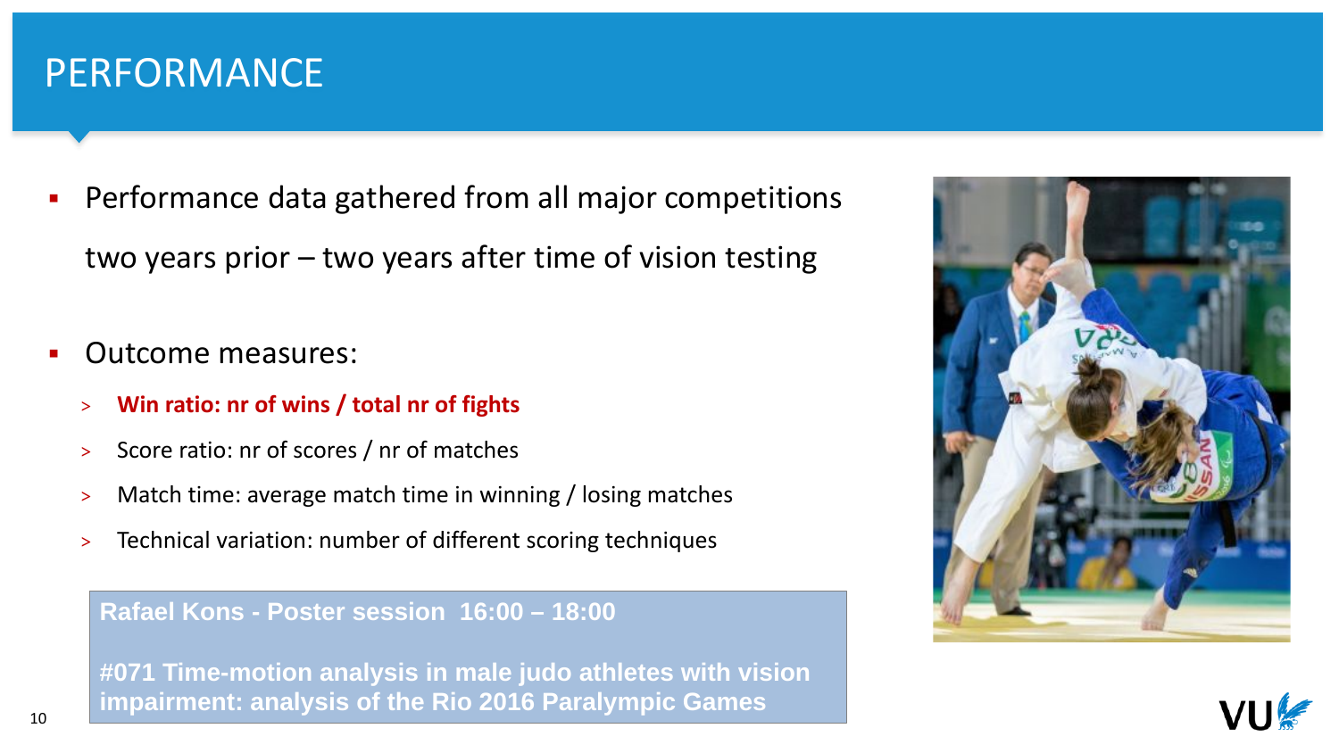# PERFORMANCE

- Performance data gathered from all major competitions two years prior – two years after time of vision testing

- Outcome measures:
  - **Win ratio: nr of wins / total nr of fights**
  - Score ratio: nr of scores / nr of matches
  - Match time: average match time in winning / losing matches
  - Technical variation: number of different scoring techniques

**Rafael Kons - Poster session 16:00 – 18:00**

**#071 Time-motion analysis in male judo athletes with vision impairment: analysis of the Rio 2016 Paralympic Games**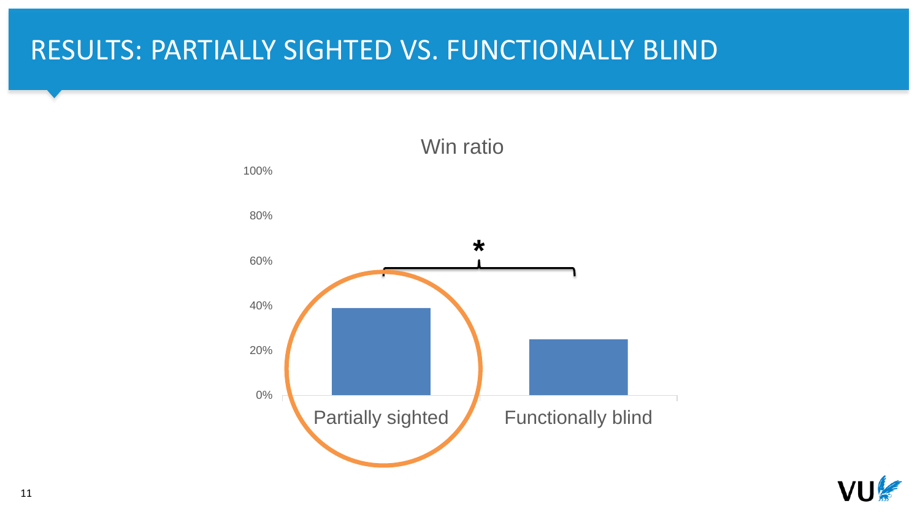# RESULTS: PARTIALLY SIGHTED VS. FUNCTIONALLY BLIND

Win ratio

100%

80%

60%

40%

20%

0%

*

Partially sighted

Functionally blind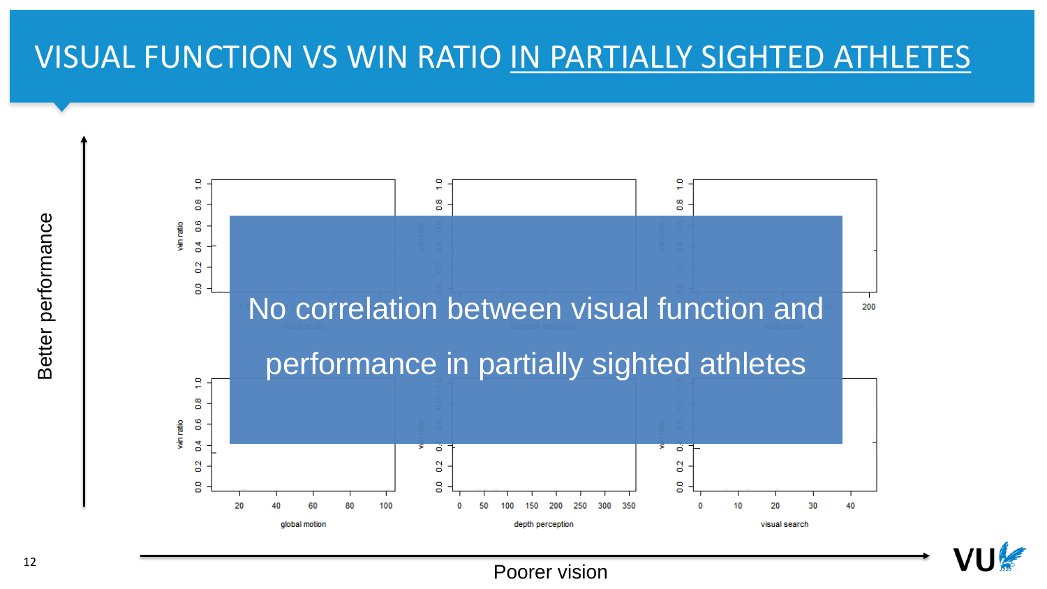# VISUAL FUNCTION VS WIN RATIO IN PARTIALLY SIGHTED ATHLETES

No correlation between visual function and performance in partially sighted athletes

Better performance

Poorer vision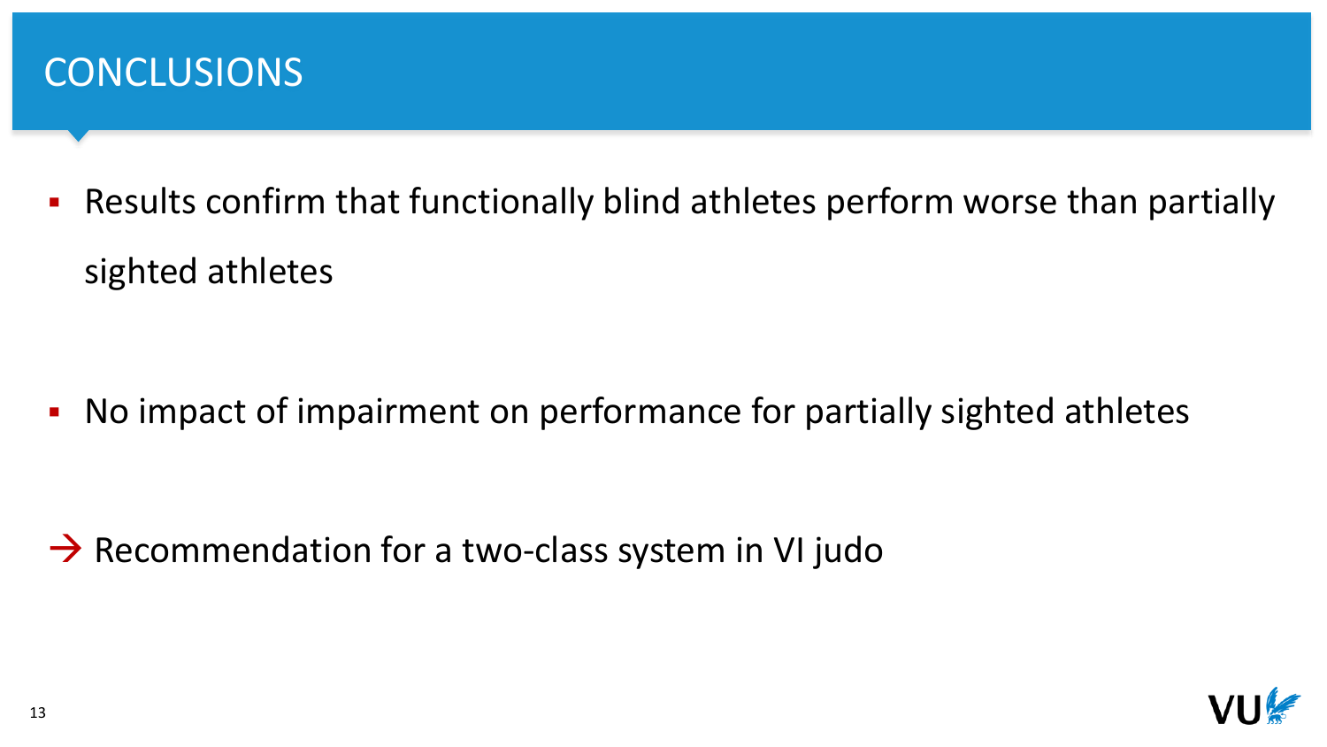# CONCLUSIONS

- Results confirm that functionally blind athletes perform worse than partially sighted athletes

- No impact of impairment on performance for partially sighted athletes

→ Recommendation for a two-class system in VI judo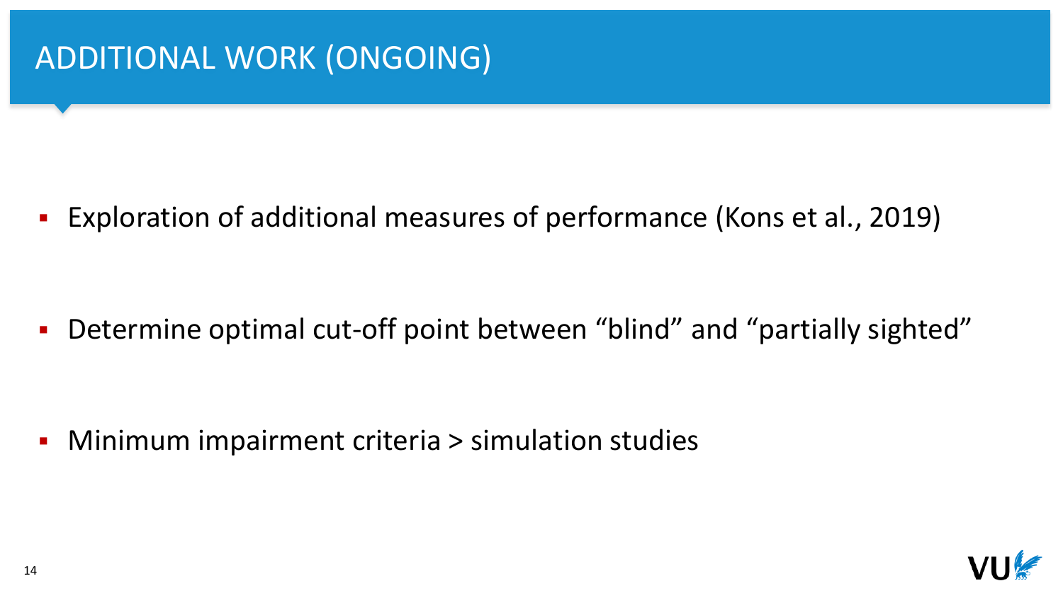# ADDITIONAL WORK (ONGOING)

- Exploration of additional measures of performance (Kons et al., 2019)
- Determine optimal cut-off point between “blind” and “partially sighted”
- Minimum impairment criteria > simulation studies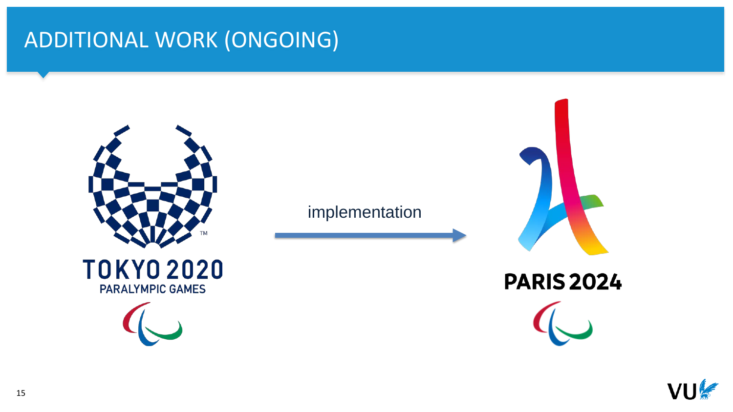# ADDITIONAL WORK (ONGOING)

TOKYO 2020
PARALYMPIC GAMES

implementation

PARIS 2024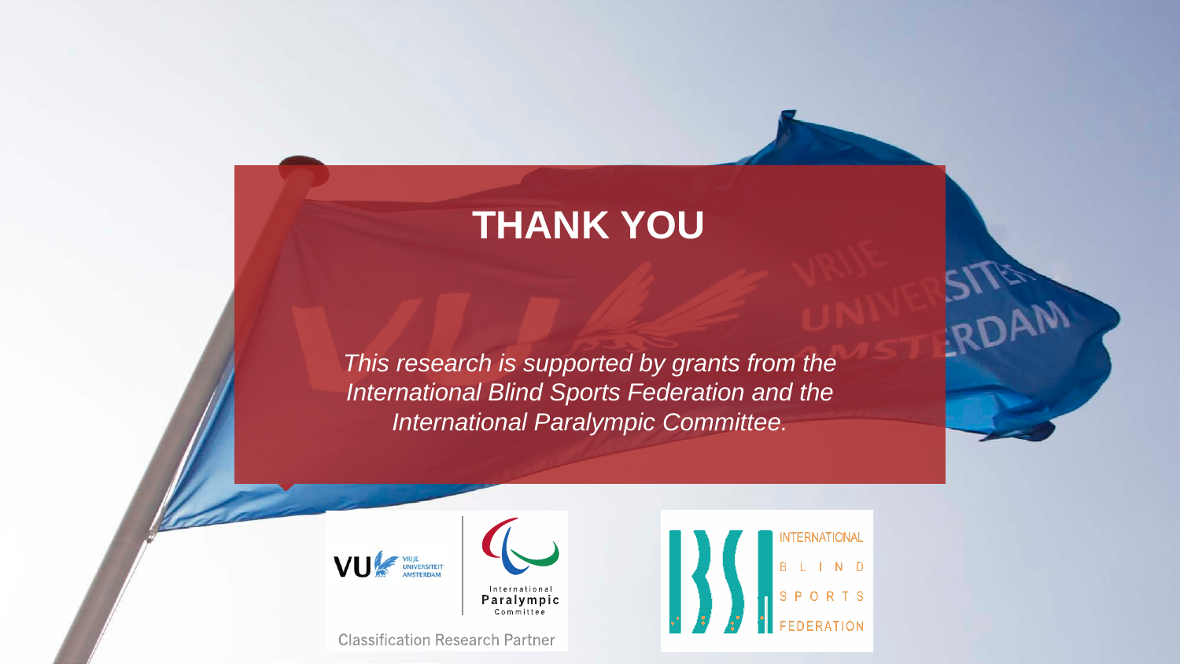# THANK YOU

*This research is supported by grants from the International Blind Sports Federation and the International Paralympic Committee.*

Classification Research Partner